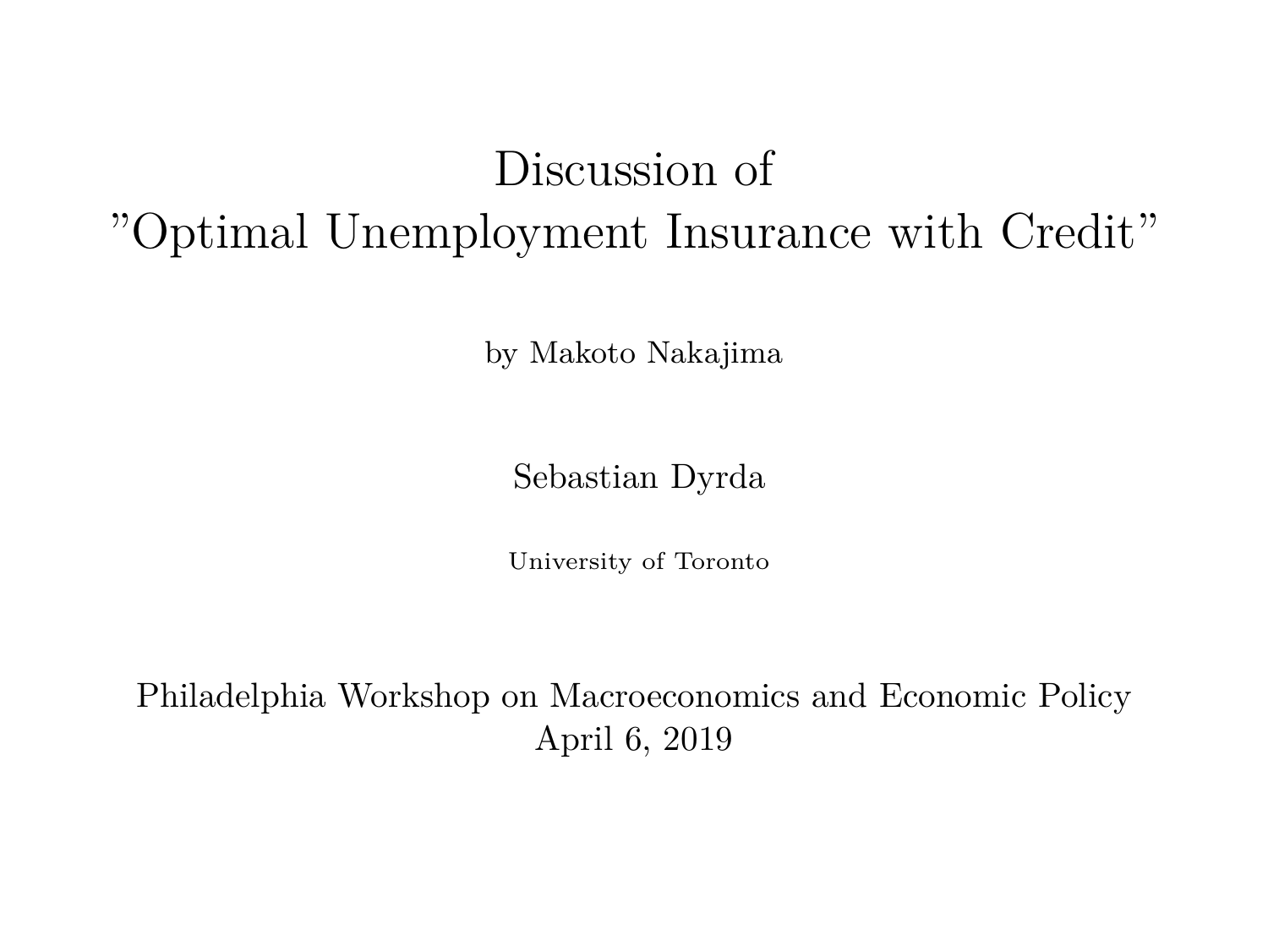# Discussion of
# "Optimal Unemployment Insurance with Credit"

by Makoto Nakajima

Sebastian Dyrda

University of Toronto

Philadelphia Workshop on Macroeconomics and Economic Policy
April 6, 2019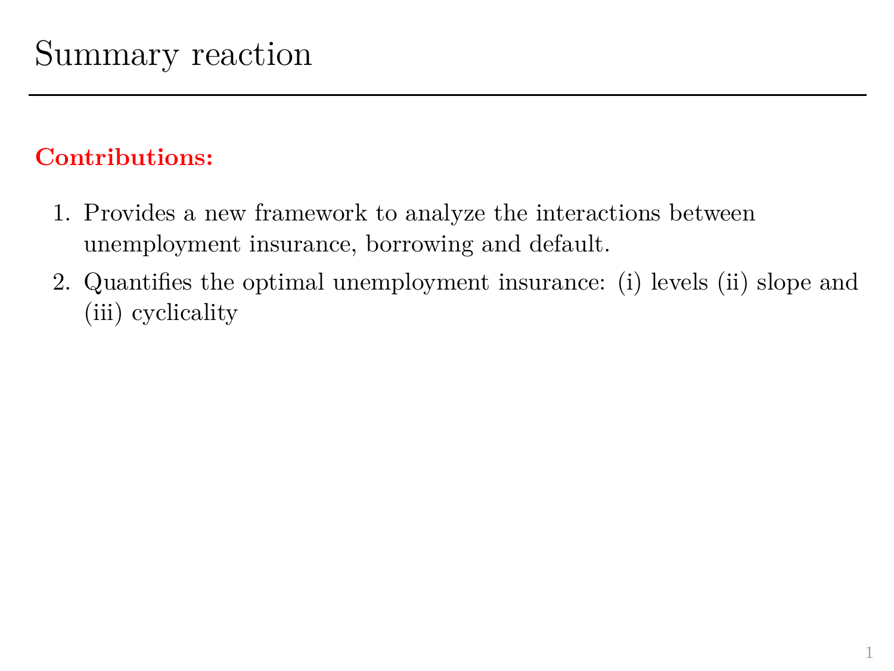# Summary reaction

**Contributions:**

1. Provides a new framework to analyze the interactions between unemployment insurance, borrowing and default.
2. Quantifies the optimal unemployment insurance: (i) levels (ii) slope and (iii) cyclicality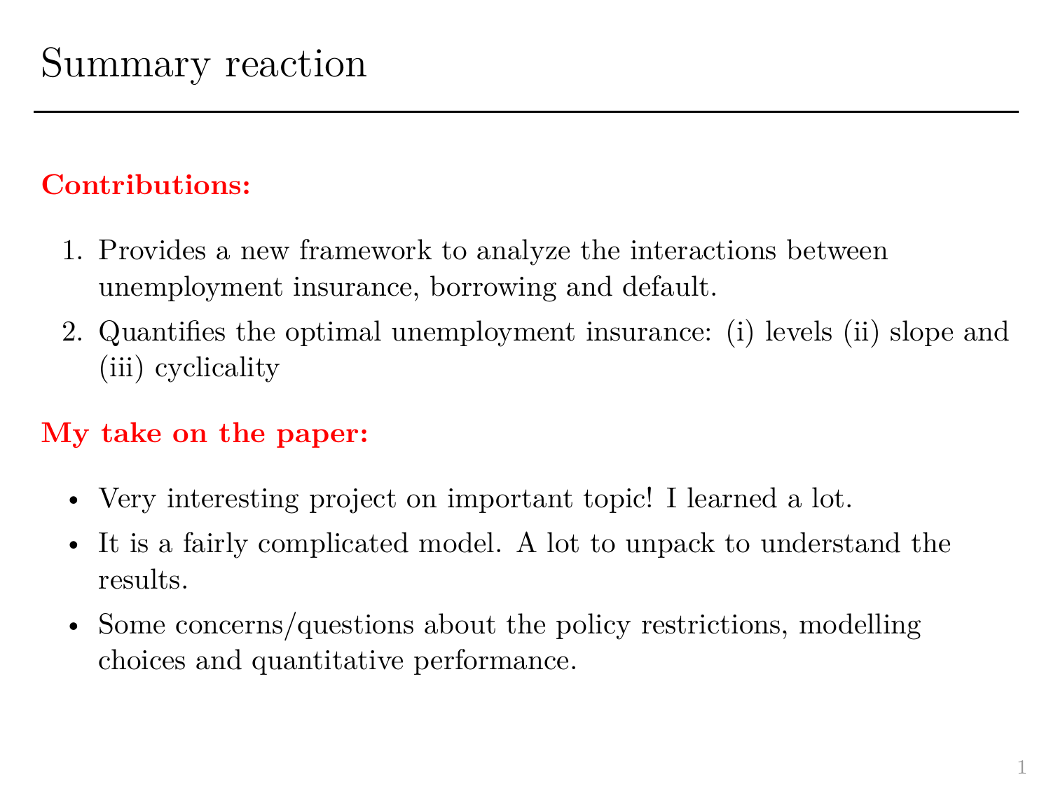# Summary reaction

**Contributions:**

1. Provides a new framework to analyze the interactions between unemployment insurance, borrowing and default.
2. Quantifies the optimal unemployment insurance: (i) levels (ii) slope and (iii) cyclicality

**My take on the paper:**

- Very interesting project on important topic! I learned a lot.
- It is a fairly complicated model. A lot to unpack to understand the results.
- Some concerns/questions about the policy restrictions, modelling choices and quantitative performance.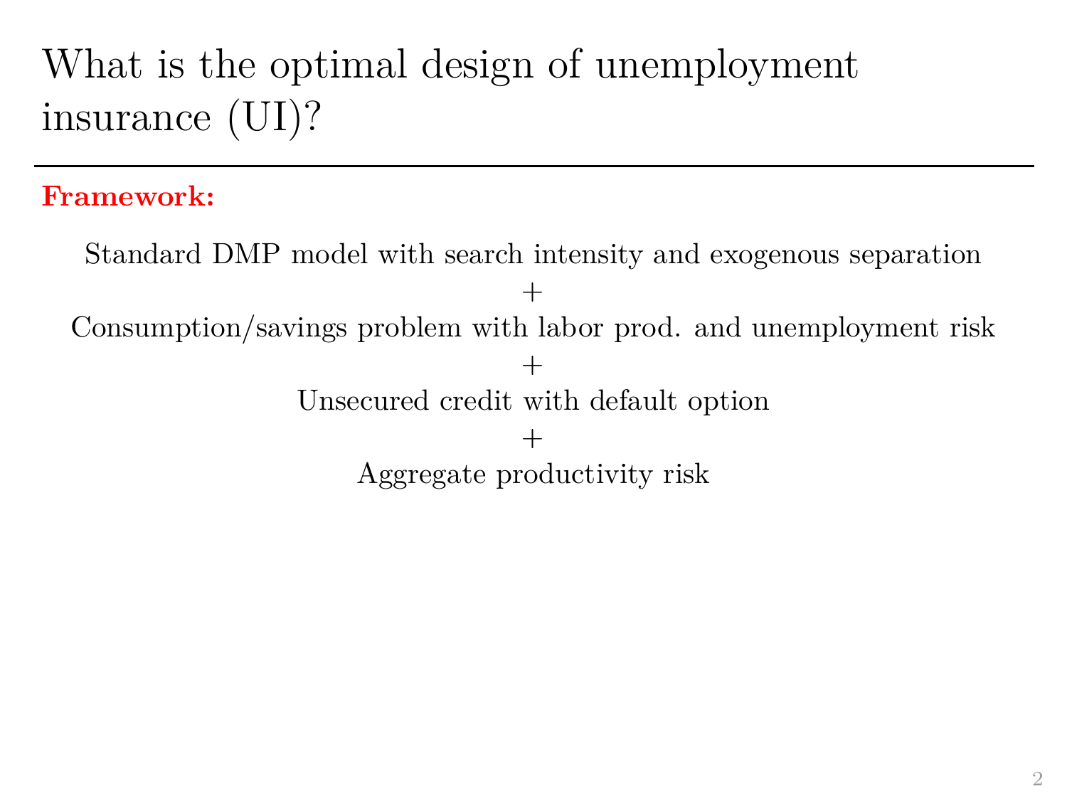# What is the optimal design of unemployment insurance (UI)?

**Framework:**

Standard DMP model with search intensity and exogenous separation

+

Consumption/savings problem with labor prod. and unemployment risk

+

Unsecured credit with default option

+

Aggregate productivity risk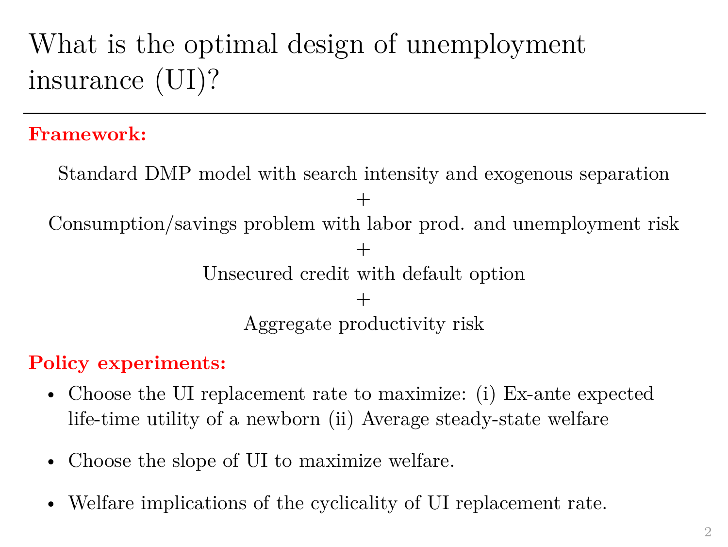# What is the optimal design of unemployment insurance (UI)?

**Framework:**

Standard DMP model with search intensity and exogenous separation

+

Consumption/savings problem with labor prod. and unemployment risk

+

Unsecured credit with default option

+

Aggregate productivity risk

**Policy experiments:**

- Choose the UI replacement rate to maximize: (i) Ex-ante expected life-time utility of a newborn (ii) Average steady-state welfare
- Choose the slope of UI to maximize welfare.
- Welfare implications of the cyclicality of UI replacement rate.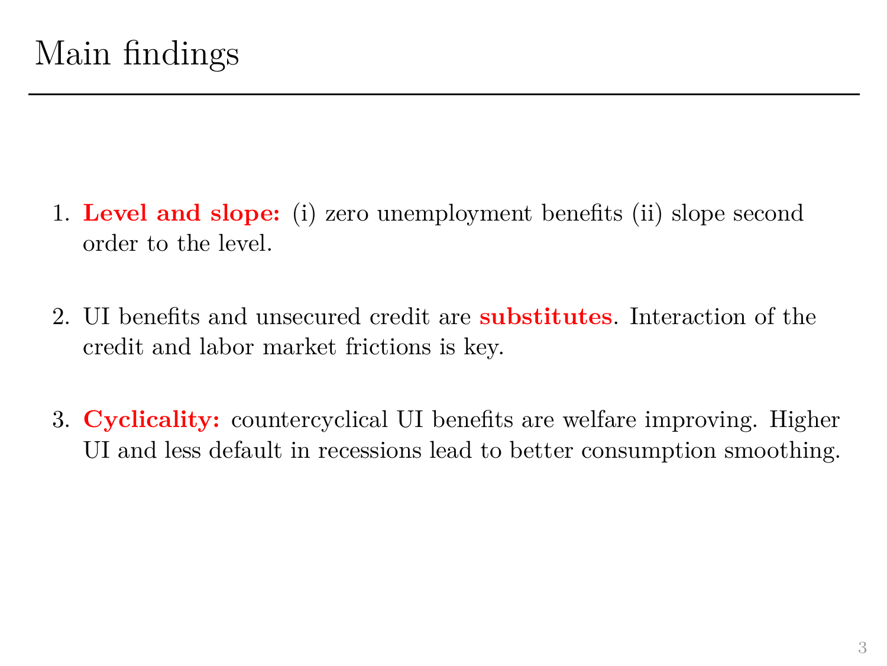# Main findings

1. **Level and slope:** (i) zero unemployment benefits (ii) slope second order to the level.

2. UI benefits and unsecured credit are **substitutes**. Interaction of the credit and labor market frictions is key.

3. **Cyclicality:** countercyclical UI benefits are welfare improving. Higher UI and less default in recessions lead to better consumption smoothing.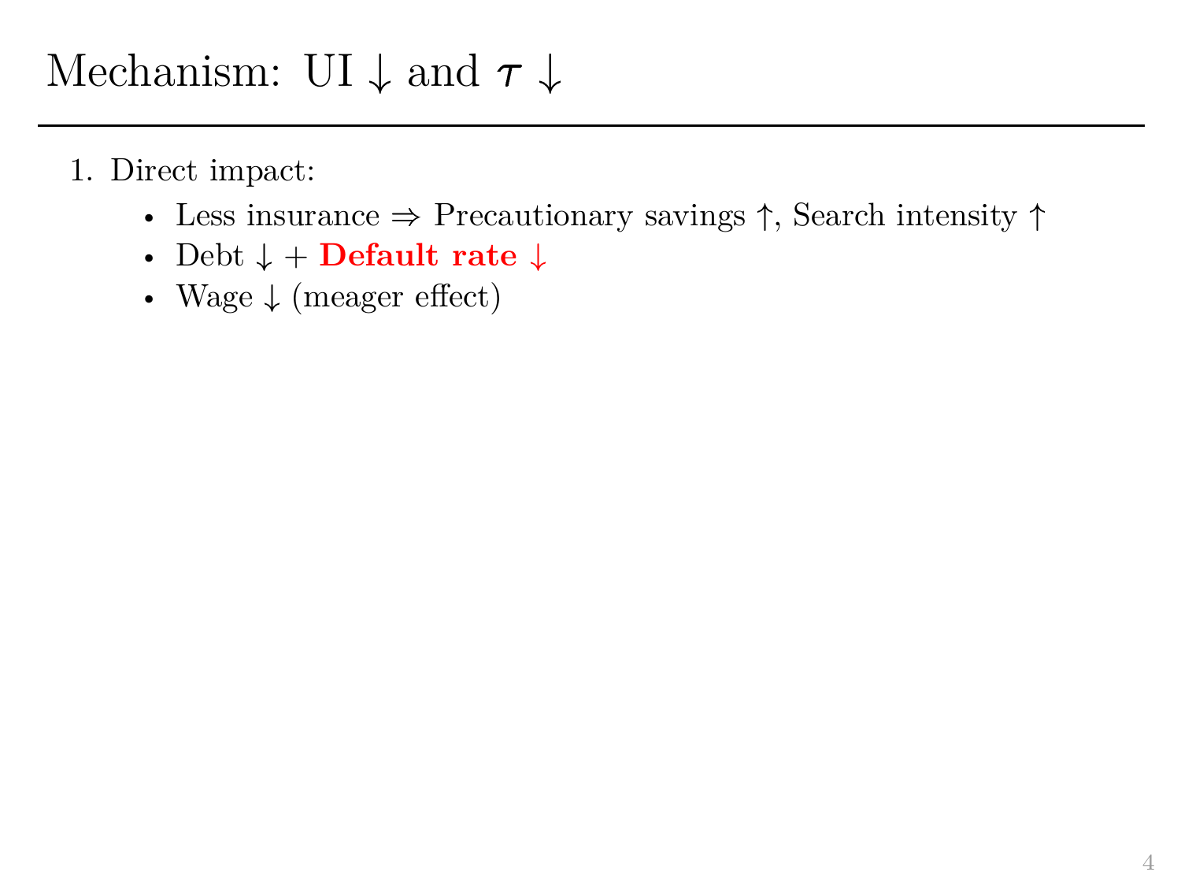# Mechanism: UI $\downarrow$ and $\tau$ $\downarrow$

1. Direct impact:
   - Less insurance $\Rightarrow$ Precautionary savings $\uparrow$, Search intensity $\uparrow$
   - Debt $\downarrow$ + **Default rate $\downarrow$**
   - Wage $\downarrow$ (meager effect)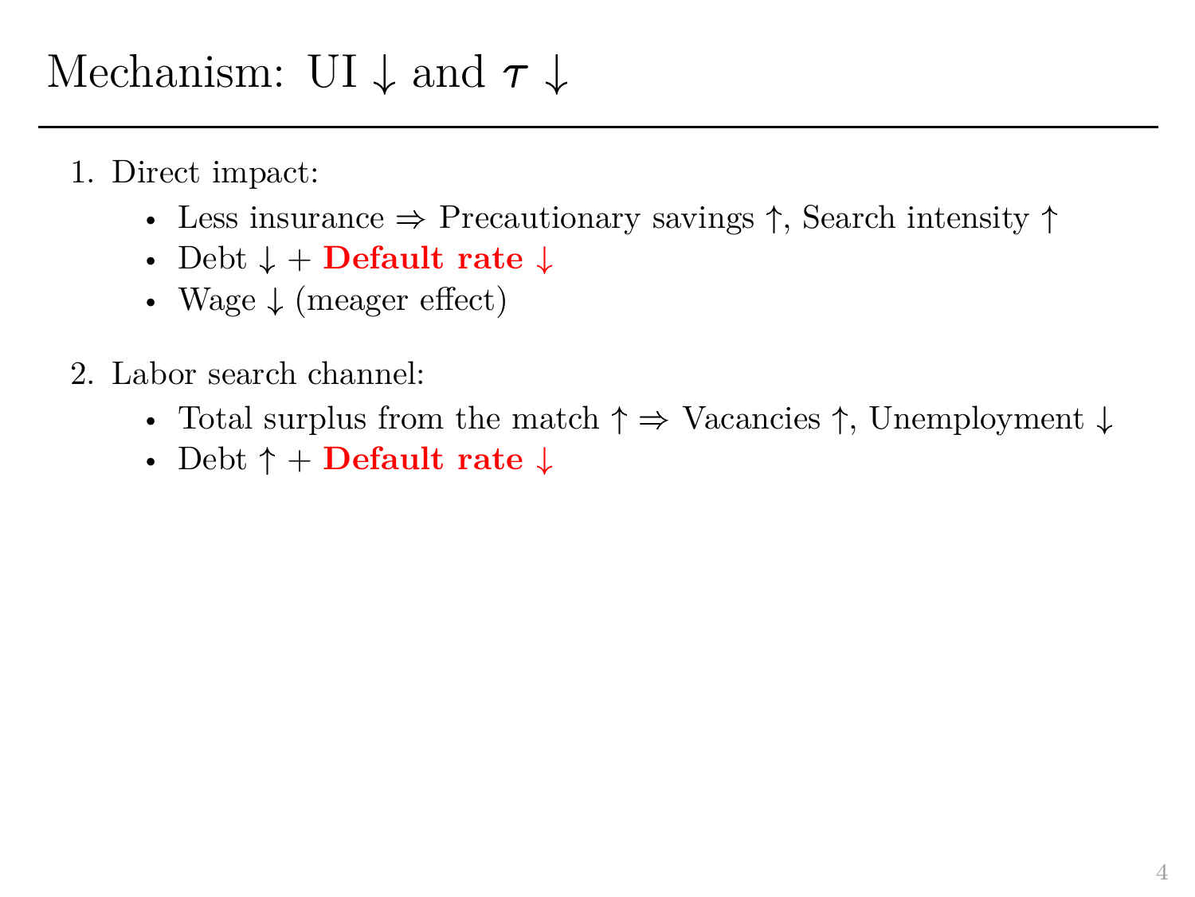# Mechanism: UI $\downarrow$ and $\tau$ $\downarrow$

1. Direct impact:
   - Less insurance $\Rightarrow$ Precautionary savings $\uparrow$, Search intensity $\uparrow$
   - Debt $\downarrow$ + **Default rate $\downarrow$**
   - Wage $\downarrow$ (meager effect)
2. Labor search channel:
   - Total surplus from the match $\uparrow$ $\Rightarrow$ Vacancies $\uparrow$, Unemployment $\downarrow$
   - Debt $\uparrow$ + **Default rate $\downarrow$**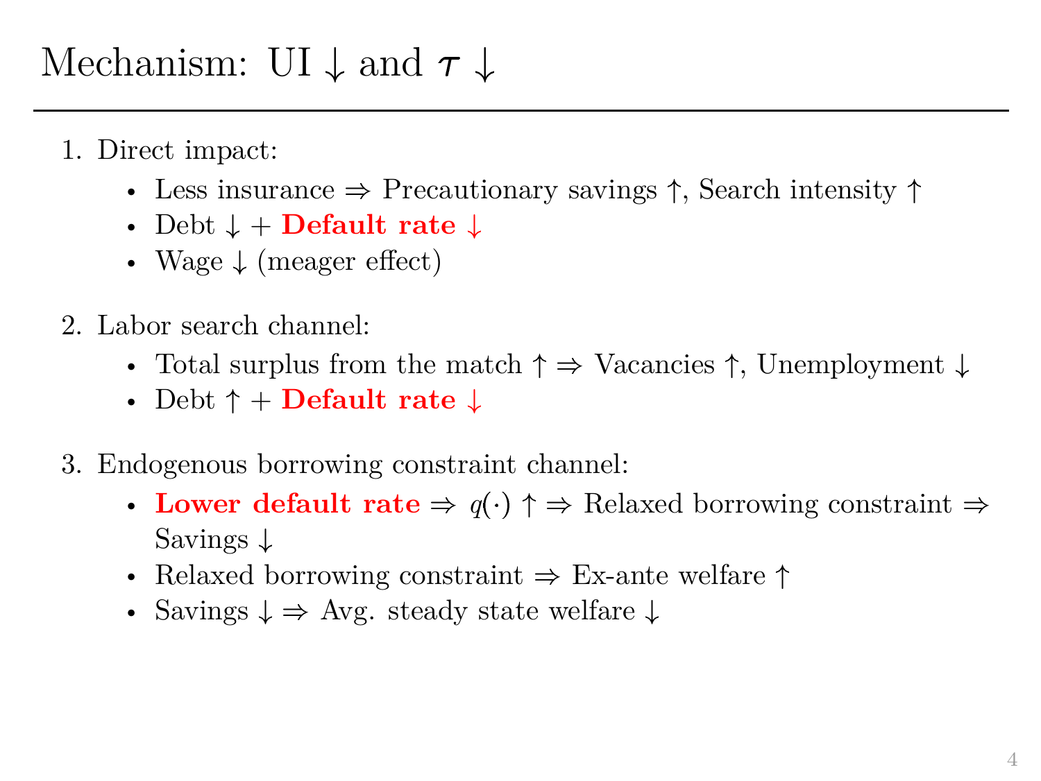# Mechanism: UI $\downarrow$ and $\tau$ $\downarrow$

1. Direct impact:
   - Less insurance $\Rightarrow$ Precautionary savings $\uparrow$, Search intensity $\uparrow$
   - Debt $\downarrow$ + **Default rate $\downarrow$**
   - Wage $\downarrow$ (meager effect)

2. Labor search channel:
   - Total surplus from the match $\uparrow$ $\Rightarrow$ Vacancies $\uparrow$, Unemployment $\downarrow$
   - Debt $\uparrow$ + **Default rate $\downarrow$**

3. Endogenous borrowing constraint channel:
   - **Lower default rate** $\Rightarrow$ $q(\cdot)$ $\uparrow$ $\Rightarrow$ Relaxed borrowing constraint $\Rightarrow$ Savings $\downarrow$
   - Relaxed borrowing constraint $\Rightarrow$ Ex-ante welfare $\uparrow$
   - Savings $\downarrow$ $\Rightarrow$ Avg. steady state welfare $\downarrow$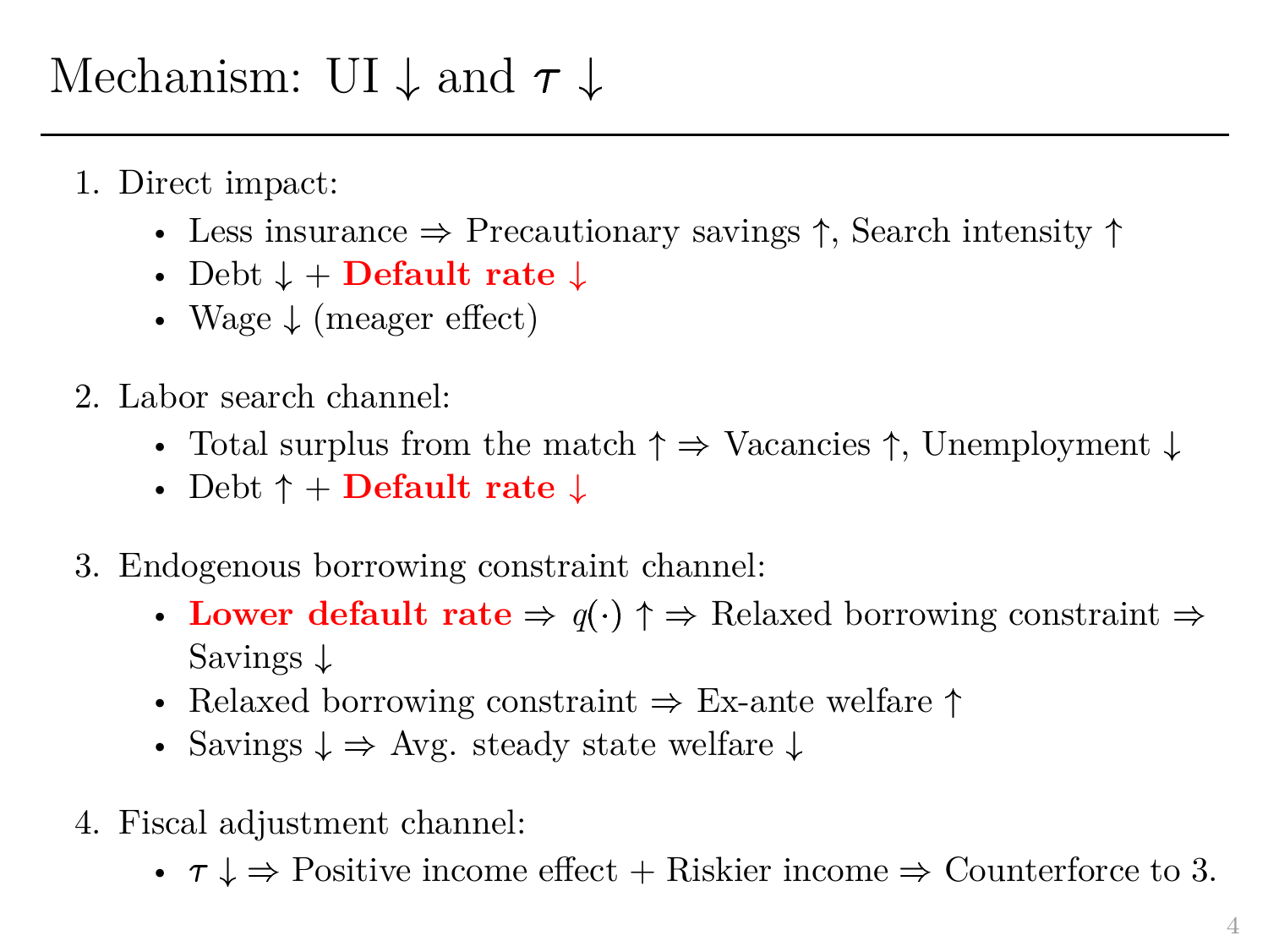# Mechanism: UI $\downarrow$ and $\tau \downarrow$

1. Direct impact:
   - Less insurance $\Rightarrow$ Precautionary savings $\uparrow$, Search intensity $\uparrow$
   - Debt $\downarrow$ + **Default rate $\downarrow$**
   - Wage $\downarrow$ (meager effect)

2. Labor search channel:
   - Total surplus from the match $\uparrow$ $\Rightarrow$ Vacancies $\uparrow$, Unemployment $\downarrow$
   - Debt $\uparrow$ + **Default rate $\downarrow$**

3. Endogenous borrowing constraint channel:
   - **Lower default rate** $\Rightarrow$ $q(\cdot) \uparrow$ $\Rightarrow$ Relaxed borrowing constraint $\Rightarrow$ Savings $\downarrow$
   - Relaxed borrowing constraint $\Rightarrow$ Ex-ante welfare $\uparrow$
   - Savings $\downarrow$ $\Rightarrow$ Avg. steady state welfare $\downarrow$

4. Fiscal adjustment channel:
   - $\tau \downarrow$ $\Rightarrow$ Positive income effect + Riskier income $\Rightarrow$ Counterforce to 3.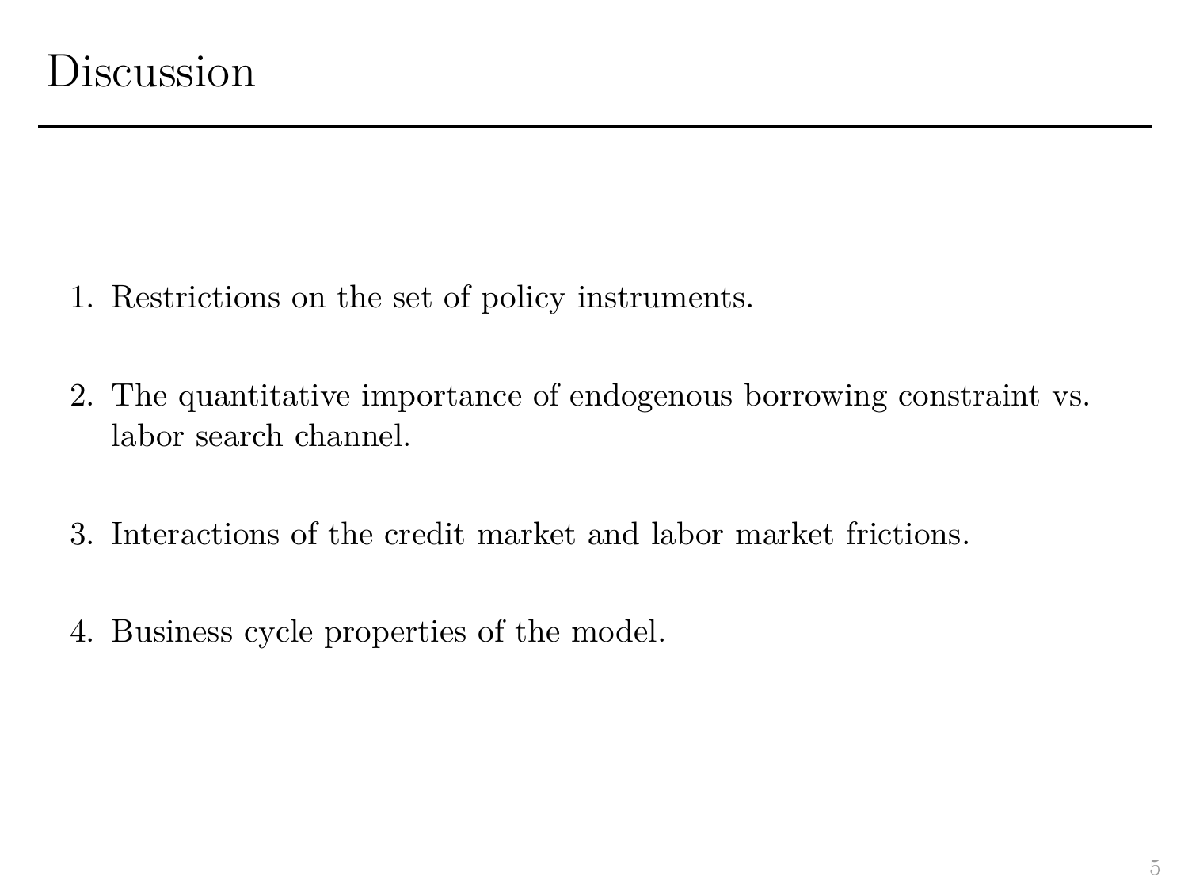# Discussion

1. Restrictions on the set of policy instruments.
2. The quantitative importance of endogenous borrowing constraint vs. labor search channel.
3. Interactions of the credit market and labor market frictions.
4. Business cycle properties of the model.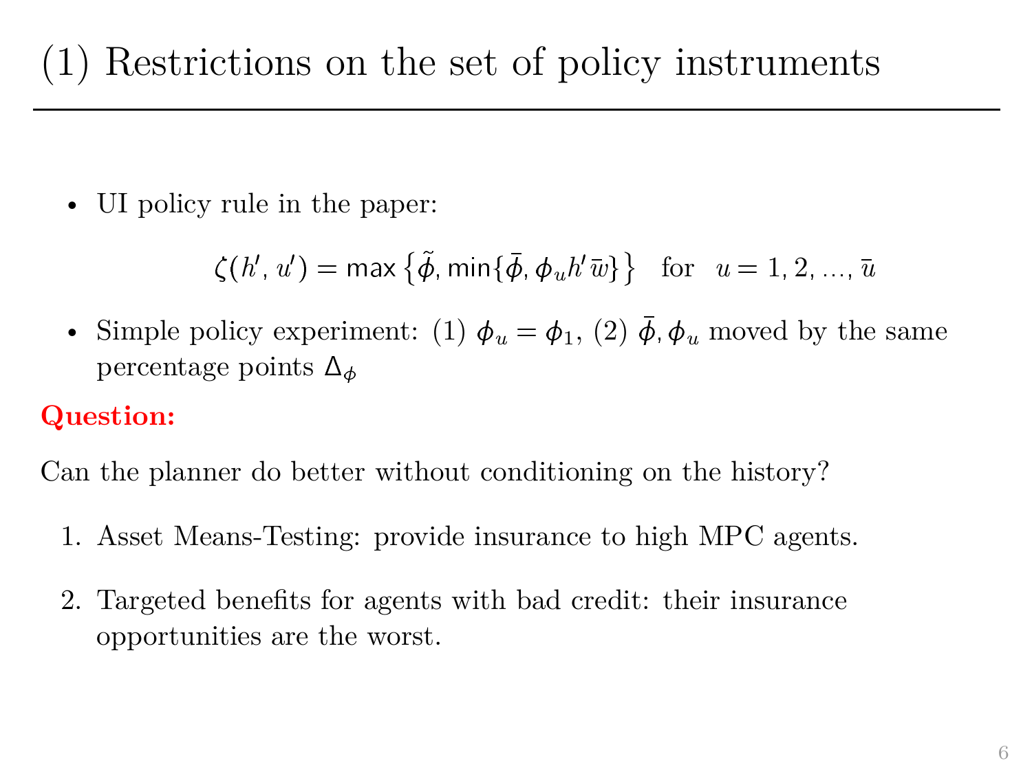# (1) Restrictions on the set of policy instruments

- UI policy rule in the paper:

$$\zeta(h', u') = \max\left\{\tilde{\phi}, \min\{\bar{\phi}, \phi_u h' \bar{w}\}\right\} \quad \text{for} \quad u = 1, 2, \ldots, \bar{u}$$

- Simple policy experiment: (1) $\phi_u = \phi_1$, (2) $\bar{\phi}, \phi_u$ moved by the same percentage points $\Delta_\phi$

**Question:**

Can the planner do better without conditioning on the history?

1. Asset Means-Testing: provide insurance to high MPC agents.
2. Targeted benefits for agents with bad credit: their insurance opportunities are the worst.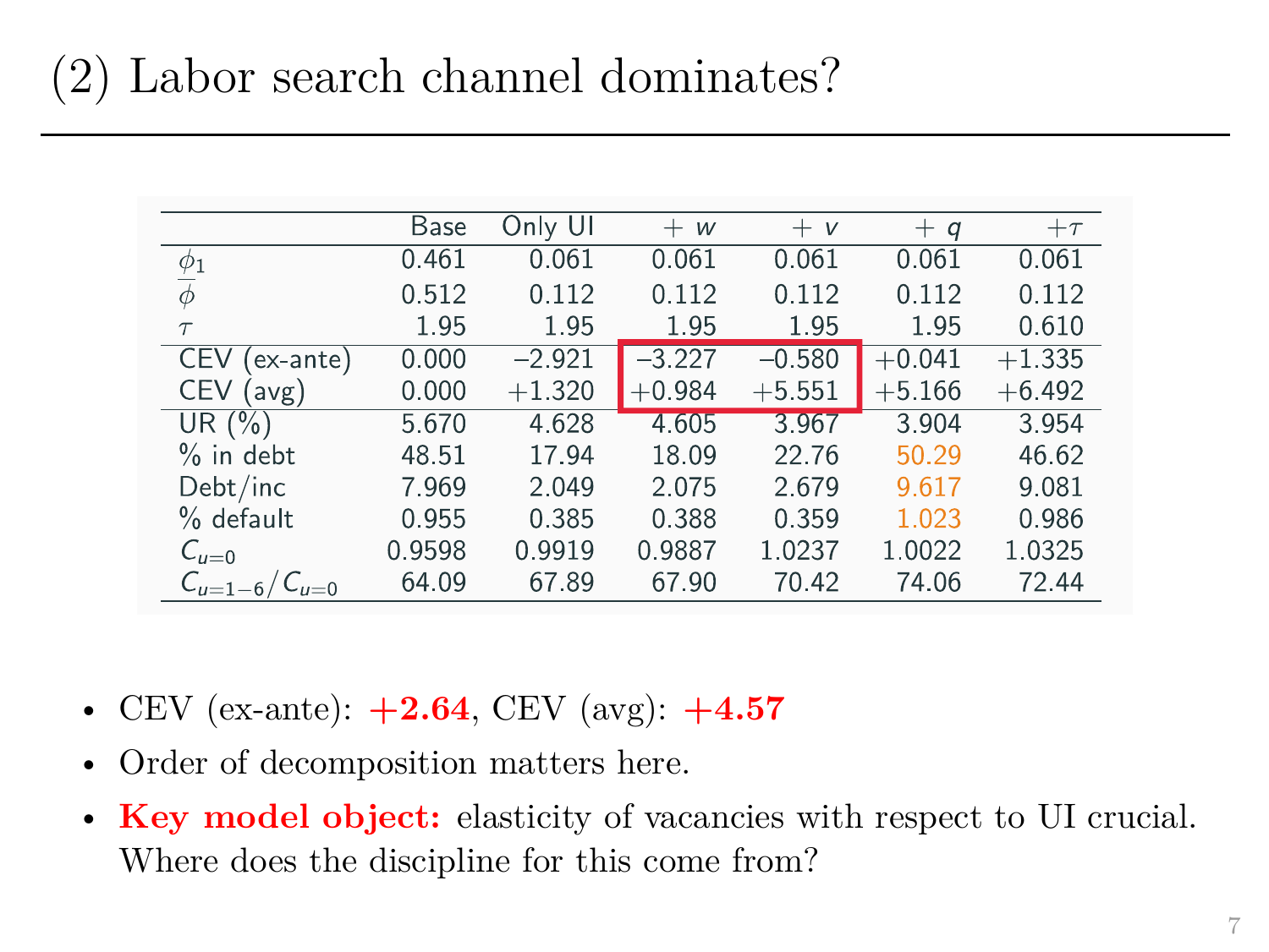# (2) Labor search channel dominates?

| | Base | Only UI | $+ w$ | $+ v$ | $+ q$ | $+\tau$ |
|---|---|---|---|---|---|---|
| $\underline{\phi}_1$ | 0.461 | 0.061 | 0.061 | 0.061 | 0.061 | 0.061 |
| $\overline{\phi}$ | 0.512 | 0.112 | 0.112 | 0.112 | 0.112 | 0.112 |
| $\tau$ | 1.95 | 1.95 | 1.95 | 1.95 | 1.95 | 0.610 |
| CEV (ex-ante) | 0.000 | −2.921 | −3.227 | −0.580 | +0.041 | +1.335 |
| CEV (avg) | 0.000 | +1.320 | +0.984 | +5.551 | +5.166 | +6.492 |
| UR (%) | 5.670 | 4.628 | 4.605 | 3.967 | 3.904 | 3.954 |
| % in debt | 48.51 | 17.94 | 18.09 | 22.76 | 50.29 | 46.62 |
| Debt/inc | 7.969 | 2.049 | 2.075 | 2.679 | 9.617 | 9.081 |
| % default | 0.955 | 0.385 | 0.388 | 0.359 | 1.023 | 0.986 |
| $C_{u=0}$ | 0.9598 | 0.9919 | 0.9887 | 1.0237 | 1.0022 | 1.0325 |
| $C_{u=1-6}/C_{u=0}$ | 64.09 | 67.89 | 67.90 | 70.42 | 74.06 | 72.44 |

- CEV (ex-ante): **+2.64**, CEV (avg): **+4.57**
- Order of decomposition matters here.
- **Key model object:** elasticity of vacancies with respect to UI crucial. Where does the discipline for this come from?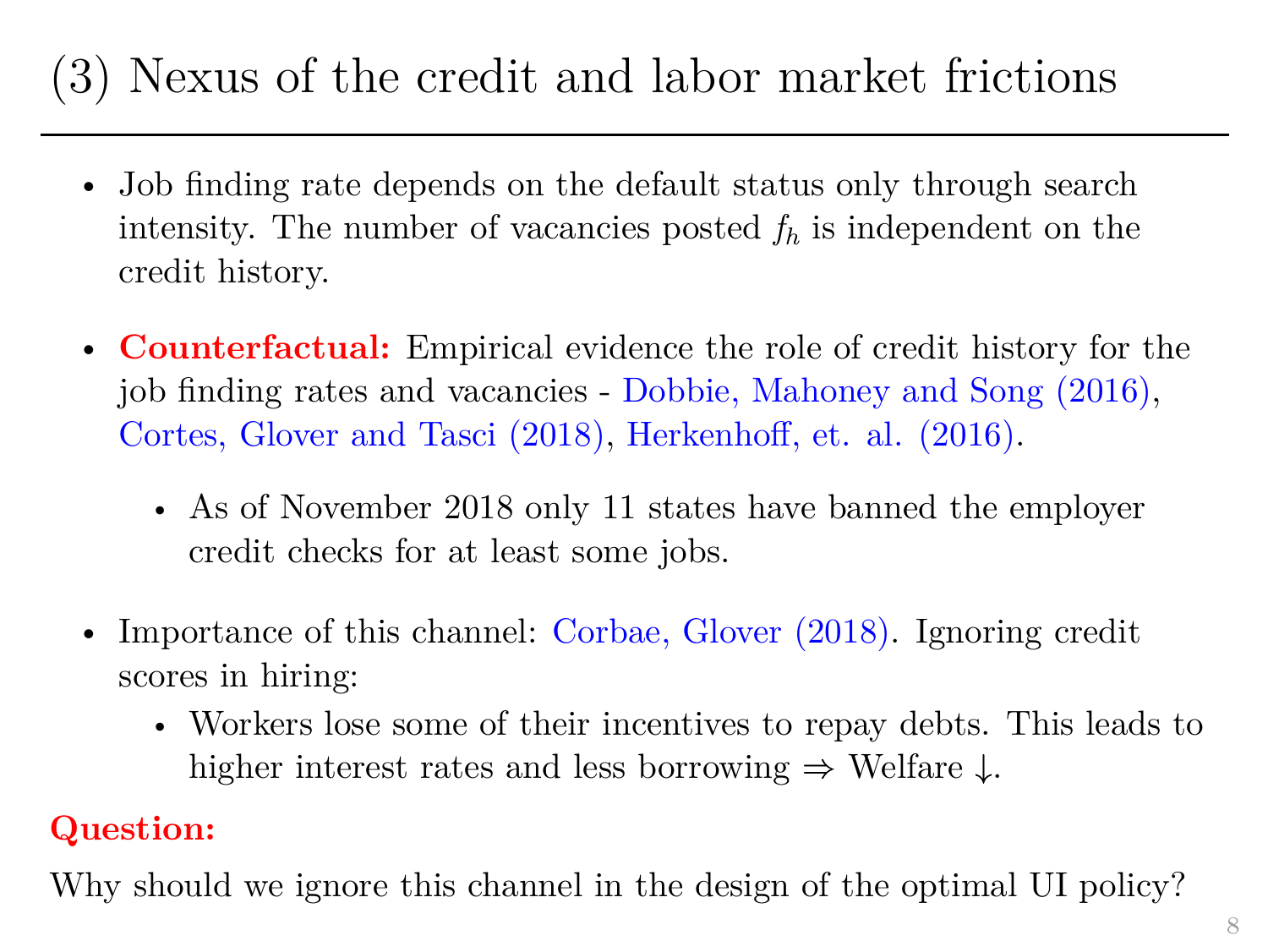# (3) Nexus of the credit and labor market frictions

- Job finding rate depends on the default status only through search intensity. The number of vacancies posted $f_h$ is independent on the credit history.
- **Counterfactual:** Empirical evidence the role of credit history for the job finding rates and vacancies - Dobbie, Mahoney and Song (2016), Cortes, Glover and Tasci (2018), Herkenhoff, et. al. (2016).
  - As of November 2018 only 11 states have banned the employer credit checks for at least some jobs.
- Importance of this channel: Corbae, Glover (2018). Ignoring credit scores in hiring:
  - Workers lose some of their incentives to repay debts. This leads to higher interest rates and less borrowing $\Rightarrow$ Welfare $\downarrow$.

**Question:**

Why should we ignore this channel in the design of the optimal UI policy?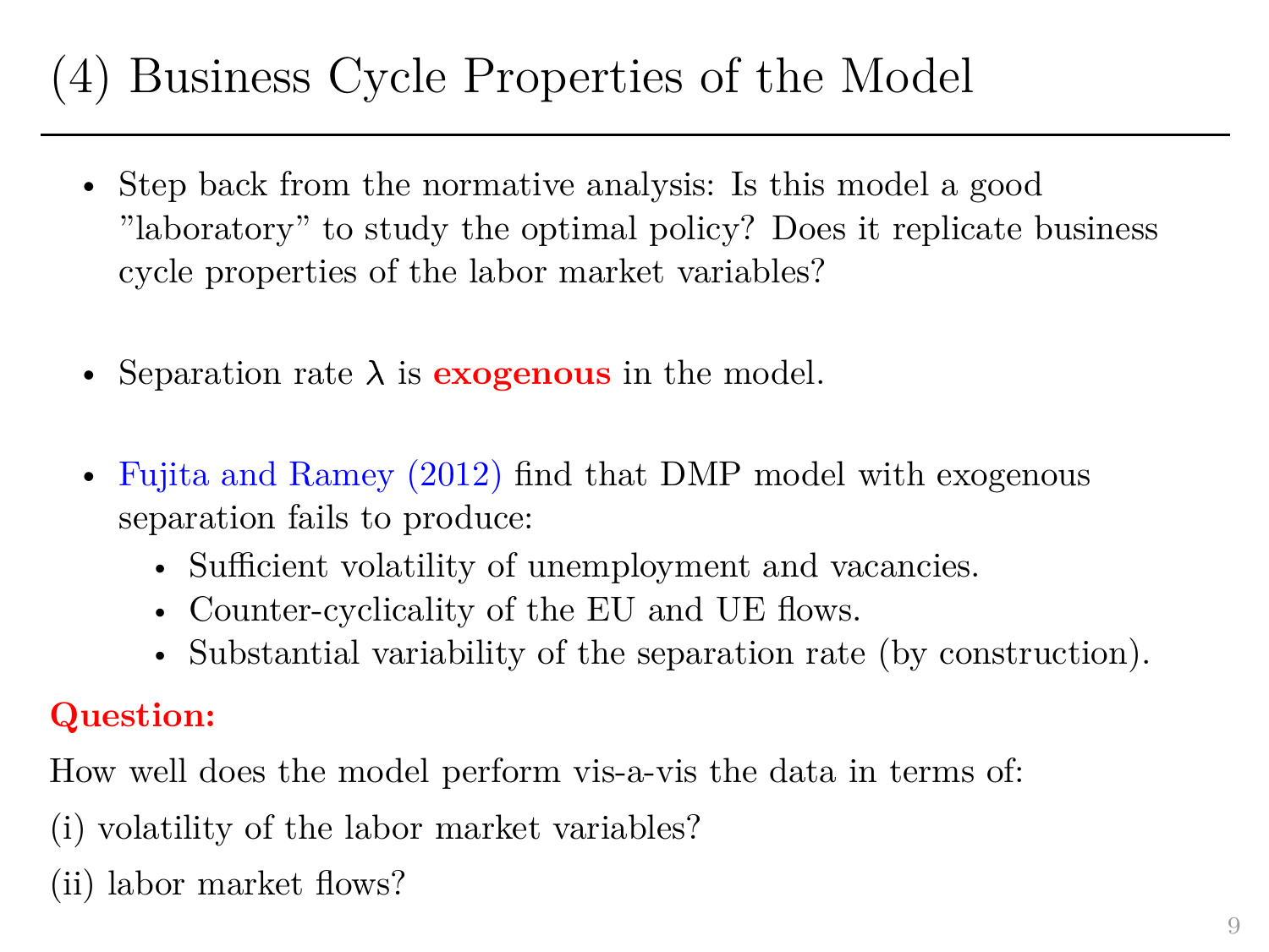# (4) Business Cycle Properties of the Model

- Step back from the normative analysis: Is this model a good "laboratory" to study the optimal policy? Does it replicate business cycle properties of the labor market variables?

- Separation rate $\lambda$ is **exogenous** in the model.

- Fujita and Ramey (2012) find that DMP model with exogenous separation fails to produce:
  - Sufficient volatility of unemployment and vacancies.
  - Counter-cyclicality of the EU and UE flows.
  - Substantial variability of the separation rate (by construction).

**Question:**

How well does the model perform vis-a-vis the data in terms of:

(i) volatility of the labor market variables?

(ii) labor market flows?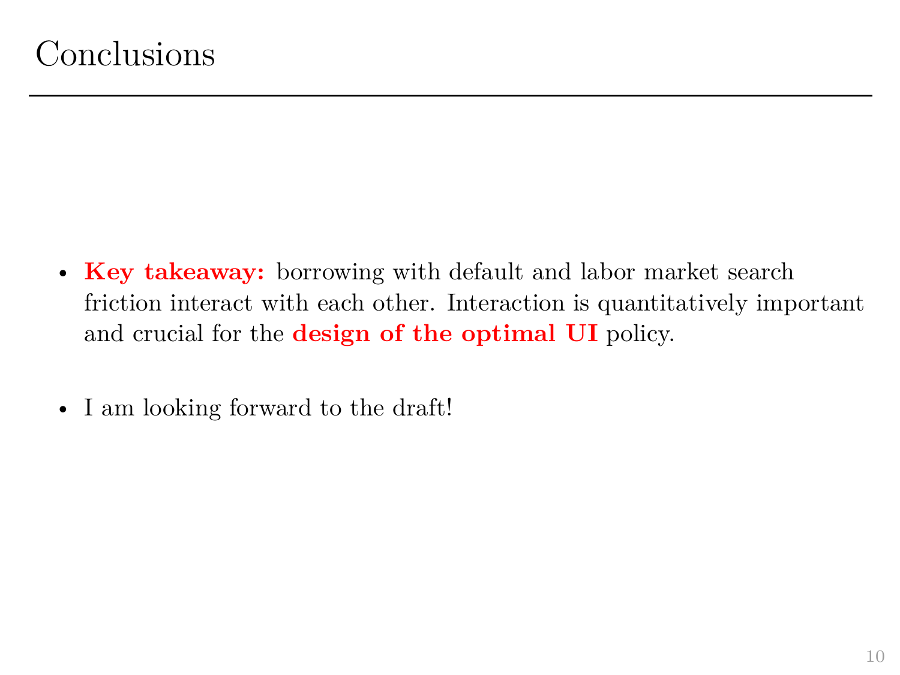# Conclusions

- **Key takeaway:** borrowing with default and labor market search friction interact with each other. Interaction is quantitatively important and crucial for the **design of the optimal UI** policy.

- I am looking forward to the draft!